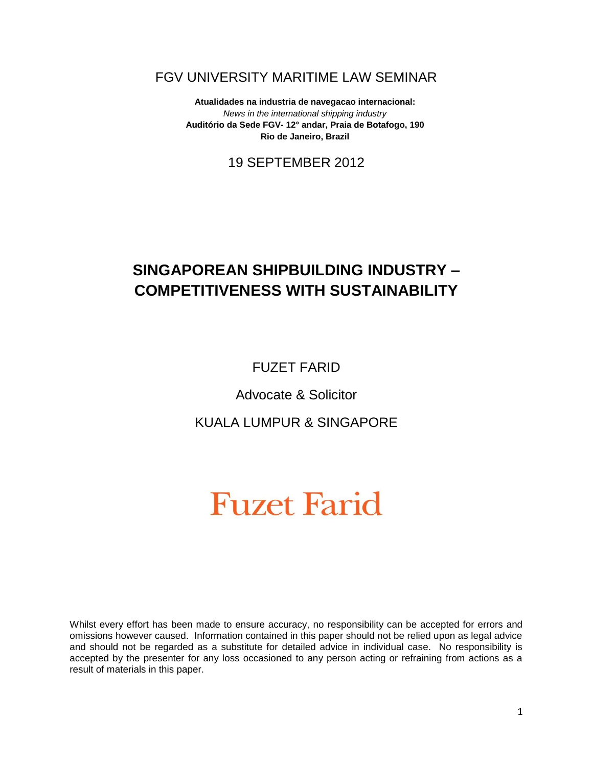FGV UNIVERSITY MARITIME LAW SEMINAR

**Atualidades na industria de navegacao internacional:**
*News in the international shipping industry*
**Auditório da Sede FGV- 12° andar, Praia de Botafogo, 190**
**Rio de Janeiro, Brazil**

19 SEPTEMBER 2012

# SINGAPOREAN SHIPBUILDING INDUSTRY – COMPETITIVENESS WITH SUSTAINABILITY

FUZET FARID

Advocate & Solicitor

KUALA LUMPUR & SINGAPORE

Fuzet Farid

Whilst every effort has been made to ensure accuracy, no responsibility can be accepted for errors and omissions however caused. Information contained in this paper should not be relied upon as legal advice and should not be regarded as a substitute for detailed advice in individual case. No responsibility is accepted by the presenter for any loss occasioned to any person acting or refraining from actions as a result of materials in this paper.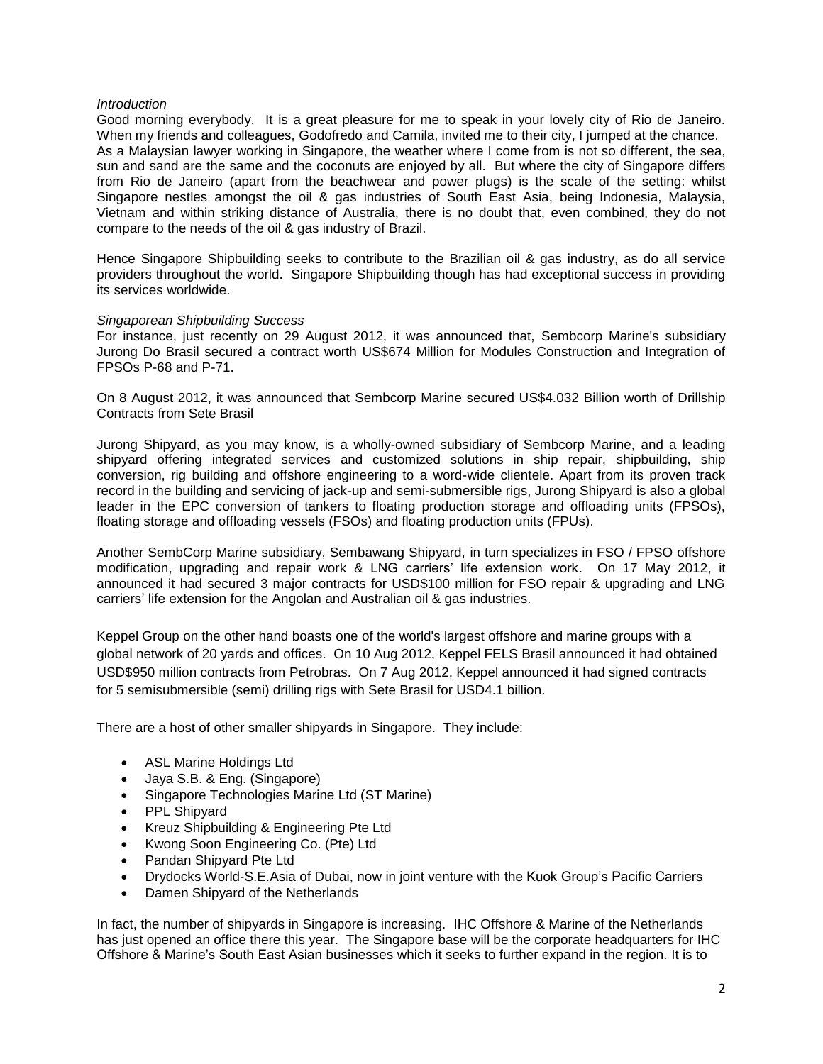*Introduction*

Good morning everybody. It is a great pleasure for me to speak in your lovely city of Rio de Janeiro. When my friends and colleagues, Godofredo and Camila, invited me to their city, I jumped at the chance. As a Malaysian lawyer working in Singapore, the weather where I come from is not so different, the sea, sun and sand are the same and the coconuts are enjoyed by all. But where the city of Singapore differs from Rio de Janeiro (apart from the beachwear and power plugs) is the scale of the setting: whilst Singapore nestles amongst the oil & gas industries of South East Asia, being Indonesia, Malaysia, Vietnam and within striking distance of Australia, there is no doubt that, even combined, they do not compare to the needs of the oil & gas industry of Brazil.

Hence Singapore Shipbuilding seeks to contribute to the Brazilian oil & gas industry, as do all service providers throughout the world. Singapore Shipbuilding though has had exceptional success in providing its services worldwide.

*Singaporean Shipbuilding Success*

For instance, just recently on 29 August 2012, it was announced that, Sembcorp Marine's subsidiary Jurong Do Brasil secured a contract worth US$674 Million for Modules Construction and Integration of FPSOs P-68 and P-71.

On 8 August 2012, it was announced that Sembcorp Marine secured US$4.032 Billion worth of Drillship Contracts from Sete Brasil

Jurong Shipyard, as you may know, is a wholly-owned subsidiary of Sembcorp Marine, and a leading shipyard offering integrated services and customized solutions in ship repair, shipbuilding, ship conversion, rig building and offshore engineering to a word-wide clientele. Apart from its proven track record in the building and servicing of jack-up and semi-submersible rigs, Jurong Shipyard is also a global leader in the EPC conversion of tankers to floating production storage and offloading units (FPSOs), floating storage and offloading vessels (FSOs) and floating production units (FPUs).

Another SembCorp Marine subsidiary, Sembawang Shipyard, in turn specializes in FSO / FPSO offshore modification, upgrading and repair work & LNG carriers' life extension work. On 17 May 2012, it announced it had secured 3 major contracts for USD$100 million for FSO repair & upgrading and LNG carriers' life extension for the Angolan and Australian oil & gas industries.

Keppel Group on the other hand boasts one of the world's largest offshore and marine groups with a global network of 20 yards and offices. On 10 Aug 2012, Keppel FELS Brasil announced it had obtained USD$950 million contracts from Petrobras. On 7 Aug 2012, Keppel announced it had signed contracts for 5 semisubmersible (semi) drilling rigs with Sete Brasil for USD4.1 billion.

There are a host of other smaller shipyards in Singapore. They include:

- ASL Marine Holdings Ltd
- Jaya S.B. & Eng. (Singapore)
- Singapore Technologies Marine Ltd (ST Marine)
- PPL Shipyard
- Kreuz Shipbuilding & Engineering Pte Ltd
- Kwong Soon Engineering Co. (Pte) Ltd
- Pandan Shipyard Pte Ltd
- Drydocks World-S.E.Asia of Dubai, now in joint venture with the Kuok Group's Pacific Carriers
- Damen Shipyard of the Netherlands

In fact, the number of shipyards in Singapore is increasing. IHC Offshore & Marine of the Netherlands has just opened an office there this year. The Singapore base will be the corporate headquarters for IHC Offshore & Marine's South East Asian businesses which it seeks to further expand in the region. It is to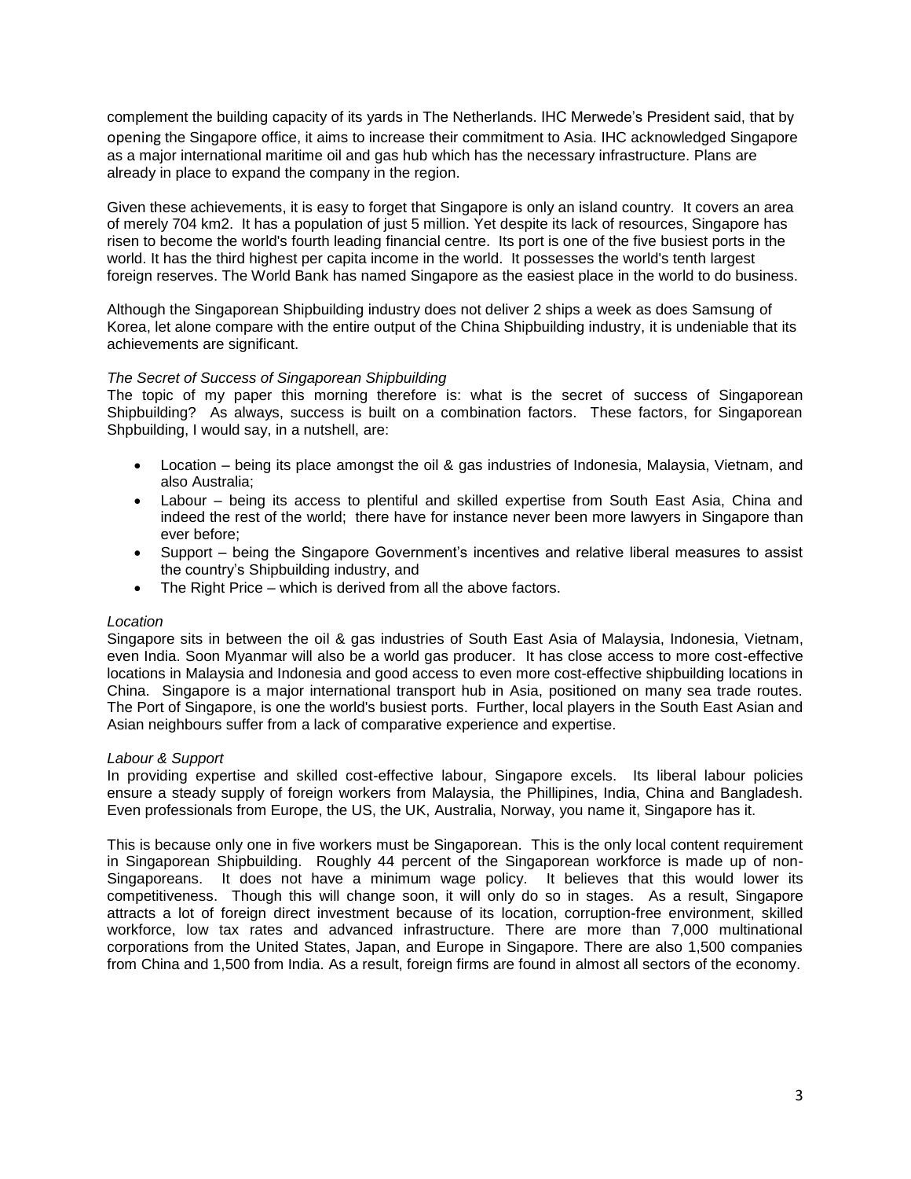complement the building capacity of its yards in The Netherlands. IHC Merwede's President said, that by opening the Singapore office, it aims to increase their commitment to Asia. IHC acknowledged Singapore as a major international maritime oil and gas hub which has the necessary infrastructure. Plans are already in place to expand the company in the region.

Given these achievements, it is easy to forget that Singapore is only an island country. It covers an area of merely 704 km2. It has a population of just 5 million. Yet despite its lack of resources, Singapore has risen to become the world's fourth leading financial centre. Its port is one of the five busiest ports in the world. It has the third highest per capita income in the world. It possesses the world's tenth largest foreign reserves. The World Bank has named Singapore as the easiest place in the world to do business.

Although the Singaporean Shipbuilding industry does not deliver 2 ships a week as does Samsung of Korea, let alone compare with the entire output of the China Shipbuilding industry, it is undeniable that its achievements are significant.

*The Secret of Success of Singaporean Shipbuilding*

The topic of my paper this morning therefore is: what is the secret of success of Singaporean Shipbuilding? As always, success is built on a combination factors. These factors, for Singaporean Shpbuilding, I would say, in a nutshell, are:

- Location – being its place amongst the oil & gas industries of Indonesia, Malaysia, Vietnam, and also Australia;
- Labour – being its access to plentiful and skilled expertise from South East Asia, China and indeed the rest of the world; there have for instance never been more lawyers in Singapore than ever before;
- Support – being the Singapore Government's incentives and relative liberal measures to assist the country's Shipbuilding industry, and
- The Right Price – which is derived from all the above factors.

*Location*

Singapore sits in between the oil & gas industries of South East Asia of Malaysia, Indonesia, Vietnam, even India. Soon Myanmar will also be a world gas producer. It has close access to more cost-effective locations in Malaysia and Indonesia and good access to even more cost-effective shipbuilding locations in China. Singapore is a major international transport hub in Asia, positioned on many sea trade routes. The Port of Singapore, is one the world's busiest ports. Further, local players in the South East Asian and Asian neighbours suffer from a lack of comparative experience and expertise.

*Labour & Support*

In providing expertise and skilled cost-effective labour, Singapore excels. Its liberal labour policies ensure a steady supply of foreign workers from Malaysia, the Phillipines, India, China and Bangladesh. Even professionals from Europe, the US, the UK, Australia, Norway, you name it, Singapore has it.

This is because only one in five workers must be Singaporean. This is the only local content requirement in Singaporean Shipbuilding. Roughly 44 percent of the Singaporean workforce is made up of non-Singaporeans. It does not have a minimum wage policy. It believes that this would lower its competitiveness. Though this will change soon, it will only do so in stages. As a result, Singapore attracts a lot of foreign direct investment because of its location, corruption-free environment, skilled workforce, low tax rates and advanced infrastructure. There are more than 7,000 multinational corporations from the United States, Japan, and Europe in Singapore. There are also 1,500 companies from China and 1,500 from India. As a result, foreign firms are found in almost all sectors of the economy.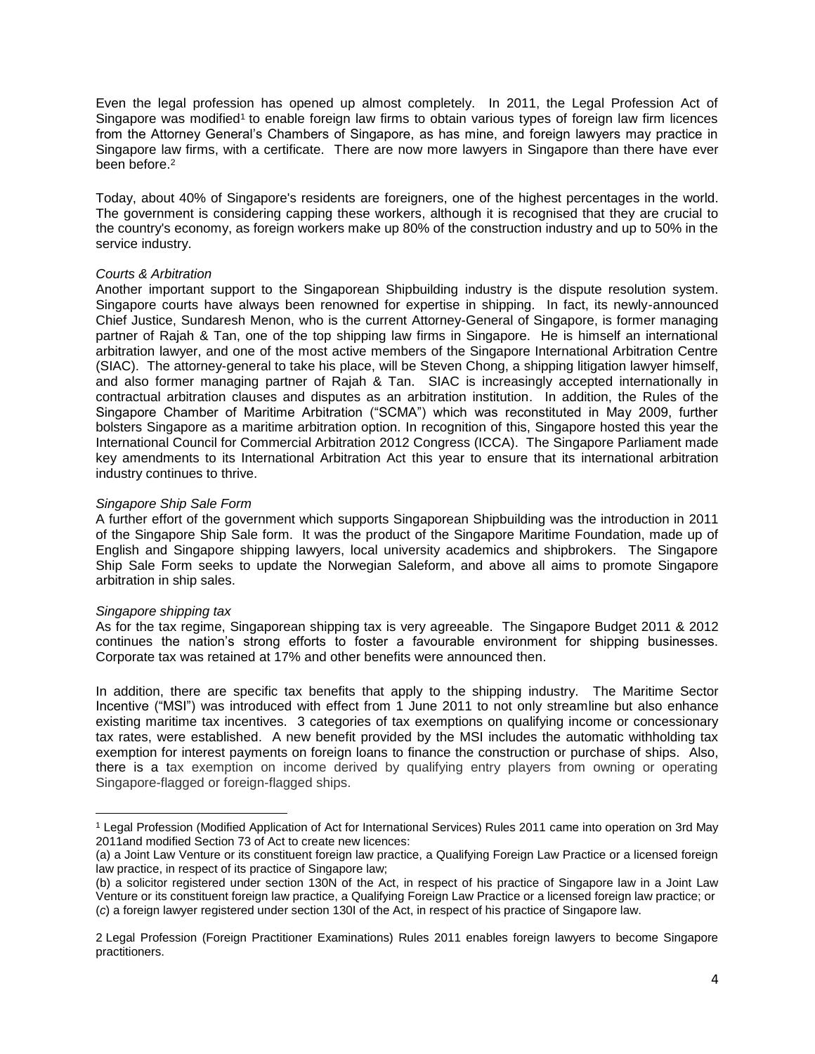Even the legal profession has opened up almost completely. In 2011, the Legal Profession Act of Singapore was modified[1] to enable foreign law firms to obtain various types of foreign law firm licences from the Attorney General's Chambers of Singapore, as has mine, and foreign lawyers may practice in Singapore law firms, with a certificate. There are now more lawyers in Singapore than there have ever been before.[2]

Today, about 40% of Singapore's residents are foreigners, one of the highest percentages in the world. The government is considering capping these workers, although it is recognised that they are crucial to the country's economy, as foreign workers make up 80% of the construction industry and up to 50% in the service industry.

*Courts & Arbitration*

Another important support to the Singaporean Shipbuilding industry is the dispute resolution system. Singapore courts have always been renowned for expertise in shipping. In fact, its newly-announced Chief Justice, Sundaresh Menon, who is the current Attorney-General of Singapore, is former managing partner of Rajah & Tan, one of the top shipping law firms in Singapore. He is himself an international arbitration lawyer, and one of the most active members of the Singapore International Arbitration Centre (SIAC). The attorney-general to take his place, will be Steven Chong, a shipping litigation lawyer himself, and also former managing partner of Rajah & Tan. SIAC is increasingly accepted internationally in contractual arbitration clauses and disputes as an arbitration institution. In addition, the Rules of the Singapore Chamber of Maritime Arbitration ("SCMA") which was reconstituted in May 2009, further bolsters Singapore as a maritime arbitration option. In recognition of this, Singapore hosted this year the International Council for Commercial Arbitration 2012 Congress (ICCA). The Singapore Parliament made key amendments to its International Arbitration Act this year to ensure that its international arbitration industry continues to thrive.

*Singapore Ship Sale Form*

A further effort of the government which supports Singaporean Shipbuilding was the introduction in 2011 of the Singapore Ship Sale form. It was the product of the Singapore Maritime Foundation, made up of English and Singapore shipping lawyers, local university academics and shipbrokers. The Singapore Ship Sale Form seeks to update the Norwegian Saleform, and above all aims to promote Singapore arbitration in ship sales.

*Singapore shipping tax*

As for the tax regime, Singaporean shipping tax is very agreeable. The Singapore Budget 2011 & 2012 continues the nation's strong efforts to foster a favourable environment for shipping businesses. Corporate tax was retained at 17% and other benefits were announced then.

In addition, there are specific tax benefits that apply to the shipping industry. The Maritime Sector Incentive ("MSI") was introduced with effect from 1 June 2011 to not only streamline but also enhance existing maritime tax incentives. 3 categories of tax exemptions on qualifying income or concessionary tax rates, were established. A new benefit provided by the MSI includes the automatic withholding tax exemption for interest payments on foreign loans to finance the construction or purchase of ships. Also, there is a tax exemption on income derived by qualifying entry players from owning or operating Singapore-flagged or foreign-flagged ships.

---

[1] Legal Profession (Modified Application of Act for International Services) Rules 2011 came into operation on 3rd May 2011and modified Section 73 of Act to create new licences:

(a) a Joint Law Venture or its constituent foreign law practice, a Qualifying Foreign Law Practice or a licensed foreign law practice, in respect of its practice of Singapore law;

(b) a solicitor registered under section 130N of the Act, in respect of his practice of Singapore law in a Joint Law Venture or its constituent foreign law practice, a Qualifying Foreign Law Practice or a licensed foreign law practice; or

(*c*) a foreign lawyer registered under section 130I of the Act, in respect of his practice of Singapore law.

[2] Legal Profession (Foreign Practitioner Examinations) Rules 2011 enables foreign lawyers to become Singapore practitioners.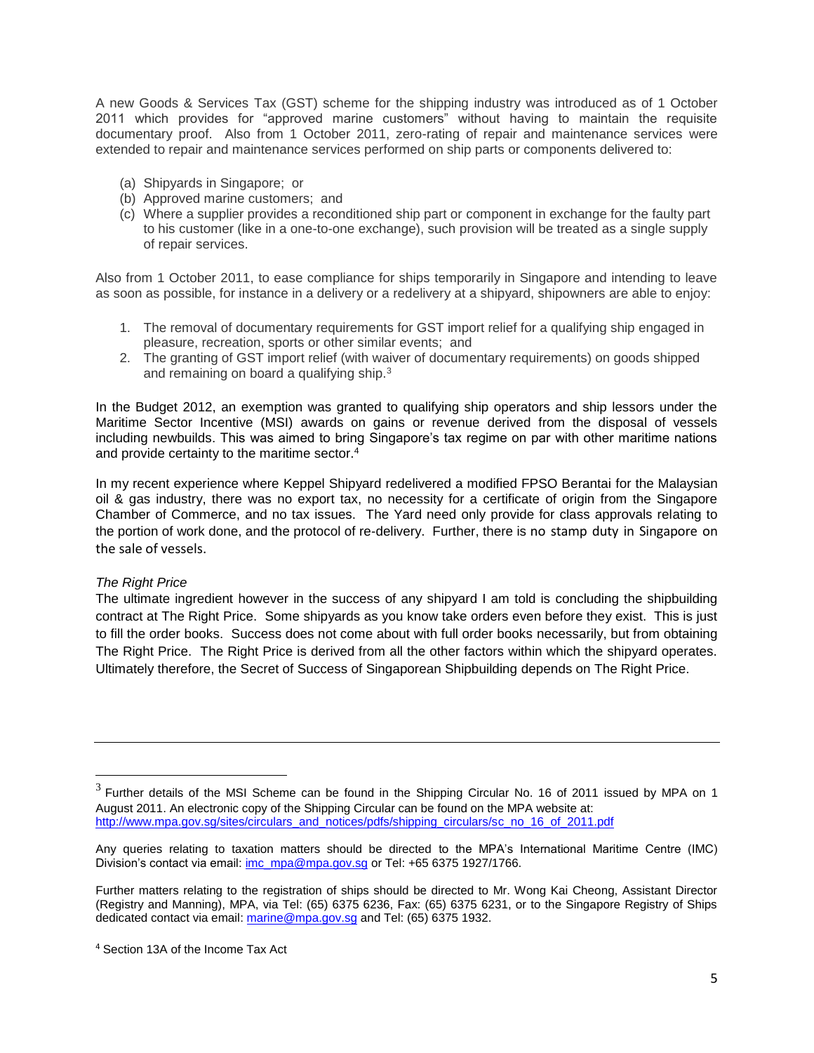A new Goods & Services Tax (GST) scheme for the shipping industry was introduced as of 1 October 2011 which provides for "approved marine customers" without having to maintain the requisite documentary proof. Also from 1 October 2011, zero-rating of repair and maintenance services were extended to repair and maintenance services performed on ship parts or components delivered to:

(a) Shipyards in Singapore; or
(b) Approved marine customers; and
(c) Where a supplier provides a reconditioned ship part or component in exchange for the faulty part to his customer (like in a one-to-one exchange), such provision will be treated as a single supply of repair services.

Also from 1 October 2011, to ease compliance for ships temporarily in Singapore and intending to leave as soon as possible, for instance in a delivery or a redelivery at a shipyard, shipowners are able to enjoy:

1. The removal of documentary requirements for GST import relief for a qualifying ship engaged in pleasure, recreation, sports or other similar events; and
2. The granting of GST import relief (with waiver of documentary requirements) on goods shipped and remaining on board a qualifying ship.[3]

In the Budget 2012, an exemption was granted to qualifying ship operators and ship lessors under the Maritime Sector Incentive (MSI) awards on gains or revenue derived from the disposal of vessels including newbuilds. This was aimed to bring Singapore's tax regime on par with other maritime nations and provide certainty to the maritime sector.[4]

In my recent experience where Keppel Shipyard redelivered a modified FPSO Berantai for the Malaysian oil & gas industry, there was no export tax, no necessity for a certificate of origin from the Singapore Chamber of Commerce, and no tax issues. The Yard need only provide for class approvals relating to the portion of work done, and the protocol of re-delivery. Further, there is no stamp duty in Singapore on the sale of vessels.

*The Right Price*

The ultimate ingredient however in the success of any shipyard I am told is concluding the shipbuilding contract at The Right Price. Some shipyards as you know take orders even before they exist. This is just to fill the order books. Success does not come about with full order books necessarily, but from obtaining The Right Price. The Right Price is derived from all the other factors within which the shipyard operates. Ultimately therefore, the Secret of Success of Singaporean Shipbuilding depends on The Right Price.

---

[3] Further details of the MSI Scheme can be found in the Shipping Circular No. 16 of 2011 issued by MPA on 1 August 2011. An electronic copy of the Shipping Circular can be found on the MPA website at: http://www.mpa.gov.sg/sites/circulars_and_notices/pdfs/shipping_circulars/sc_no_16_of_2011.pdf

Any queries relating to taxation matters should be directed to the MPA's International Maritime Centre (IMC) Division's contact via email: imc_mpa@mpa.gov.sg or Tel: +65 6375 1927/1766.

Further matters relating to the registration of ships should be directed to Mr. Wong Kai Cheong, Assistant Director (Registry and Manning), MPA, via Tel: (65) 6375 6236, Fax: (65) 6375 6231, or to the Singapore Registry of Ships dedicated contact via email: marine@mpa.gov.sg and Tel: (65) 6375 1932.

[4] Section 13A of the Income Tax Act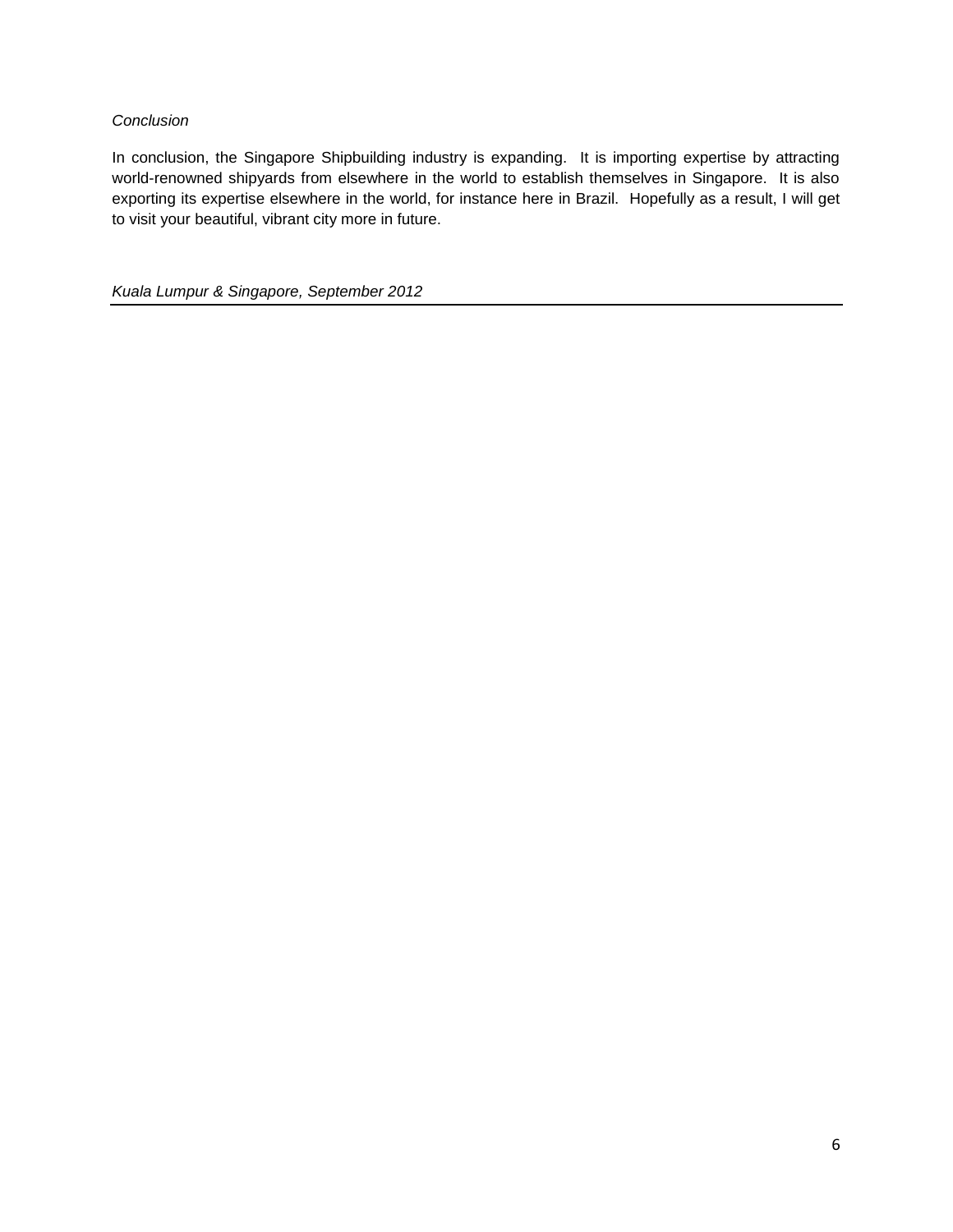*Conclusion*

In conclusion, the Singapore Shipbuilding industry is expanding. It is importing expertise by attracting world-renowned shipyards from elsewhere in the world to establish themselves in Singapore. It is also exporting its expertise elsewhere in the world, for instance here in Brazil. Hopefully as a result, I will get to visit your beautiful, vibrant city more in future.

*Kuala Lumpur & Singapore, September 2012*

---